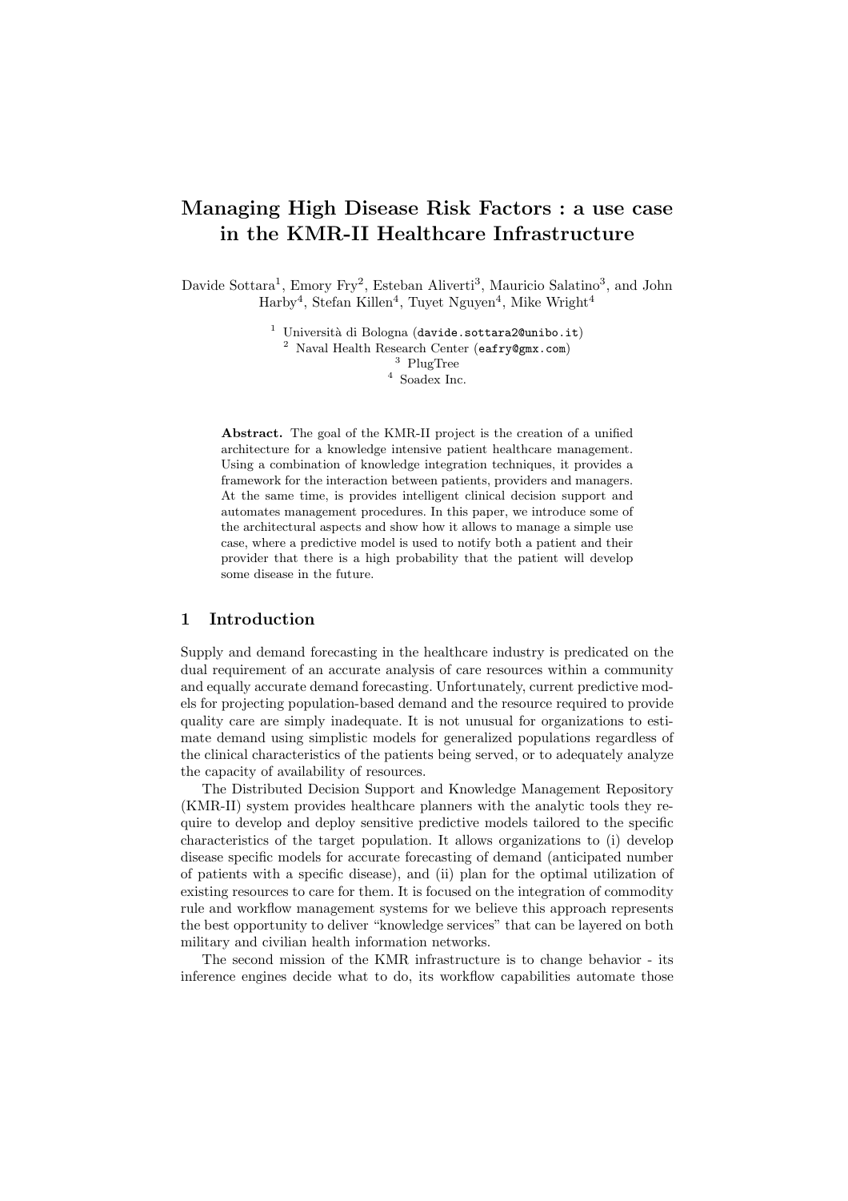# Managing High Disease Risk Factors : a use case in the KMR-II Healthcare Infrastructure

Davide Sottara[1], Emory Fry[2], Esteban Aliverti[3], Mauricio Salatino[3], and John Harby[4], Stefan Killen[4], Tuyet Nguyen[4], Mike Wright[4]

[1] Università di Bologna (davide.sottara2@unibo.it)
[2] Naval Health Research Center (eafry@gmx.com)
[3] PlugTree
[4] Soadex Inc.

**Abstract.** The goal of the KMR-II project is the creation of a unified architecture for a knowledge intensive patient healthcare management. Using a combination of knowledge integration techniques, it provides a framework for the interaction between patients, providers and managers. At the same time, is provides intelligent clinical decision support and automates management procedures. In this paper, we introduce some of the architectural aspects and show how it allows to manage a simple use case, where a predictive model is used to notify both a patient and their provider that there is a high probability that the patient will develop some disease in the future.

## 1 Introduction

Supply and demand forecasting in the healthcare industry is predicated on the dual requirement of an accurate analysis of care resources within a community and equally accurate demand forecasting. Unfortunately, current predictive models for projecting population-based demand and the resource required to provide quality care are simply inadequate. It is not unusual for organizations to estimate demand using simplistic models for generalized populations regardless of the clinical characteristics of the patients being served, or to adequately analyze the capacity of availability of resources.

The Distributed Decision Support and Knowledge Management Repository (KMR-II) system provides healthcare planners with the analytic tools they require to develop and deploy sensitive predictive models tailored to the specific characteristics of the target population. It allows organizations to (i) develop disease specific models for accurate forecasting of demand (anticipated number of patients with a specific disease), and (ii) plan for the optimal utilization of existing resources to care for them. It is focused on the integration of commodity rule and workflow management systems for we believe this approach represents the best opportunity to deliver "knowledge services" that can be layered on both military and civilian health information networks.

The second mission of the KMR infrastructure is to change behavior - its inference engines decide what to do, its workflow capabilities automate those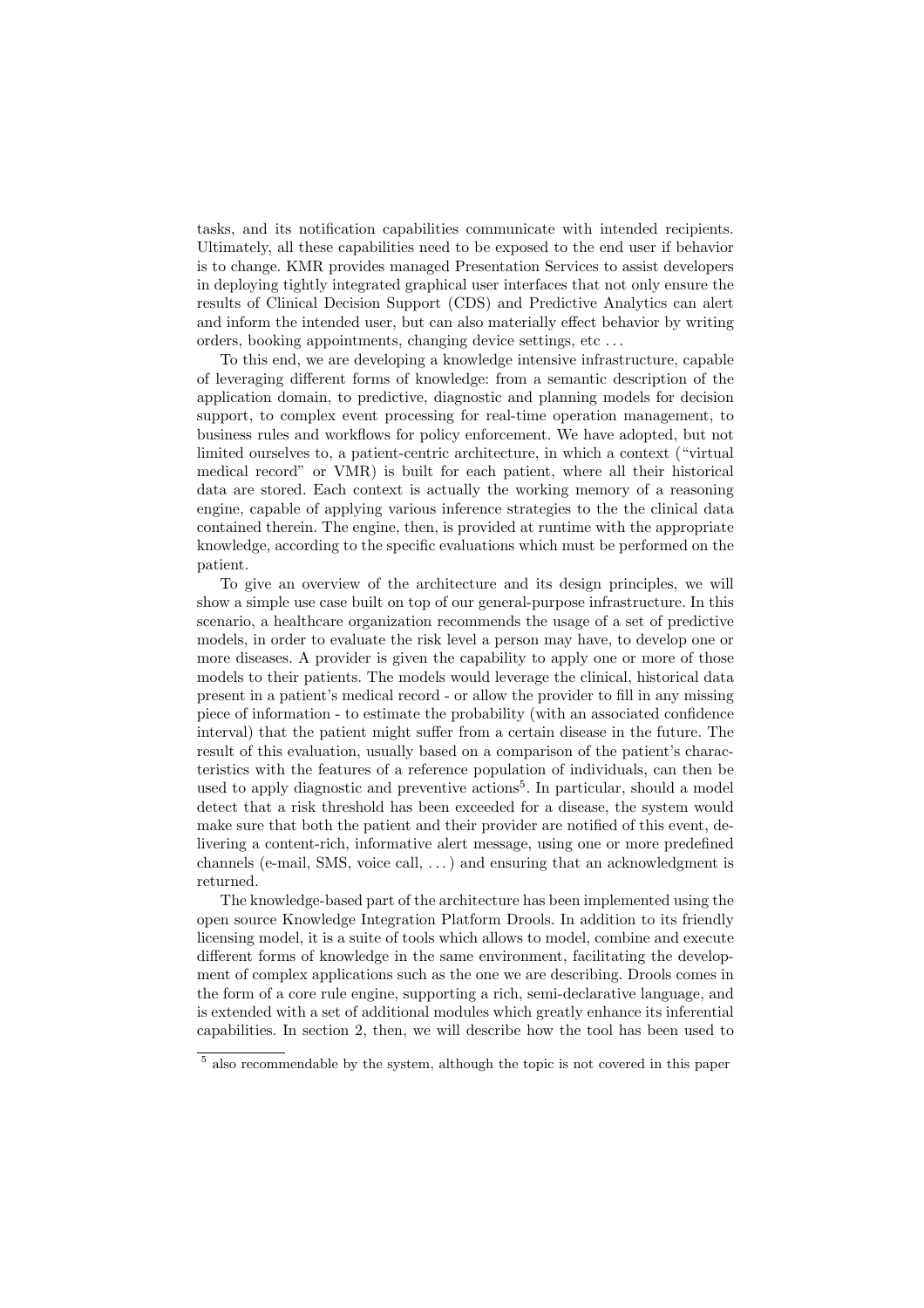tasks, and its notification capabilities communicate with intended recipients. Ultimately, all these capabilities need to be exposed to the end user if behavior is to change. KMR provides managed Presentation Services to assist developers in deploying tightly integrated graphical user interfaces that not only ensure the results of Clinical Decision Support (CDS) and Predictive Analytics can alert and inform the intended user, but can also materially effect behavior by writing orders, booking appointments, changing device settings, etc ...

To this end, we are developing a knowledge intensive infrastructure, capable of leveraging different forms of knowledge: from a semantic description of the application domain, to predictive, diagnostic and planning models for decision support, to complex event processing for real-time operation management, to business rules and workflows for policy enforcement. We have adopted, but not limited ourselves to, a patient-centric architecture, in which a context ("virtual medical record" or VMR) is built for each patient, where all their historical data are stored. Each context is actually the working memory of a reasoning engine, capable of applying various inference strategies to the the clinical data contained therein. The engine, then, is provided at runtime with the appropriate knowledge, according to the specific evaluations which must be performed on the patient.

To give an overview of the architecture and its design principles, we will show a simple use case built on top of our general-purpose infrastructure. In this scenario, a healthcare organization recommends the usage of a set of predictive models, in order to evaluate the risk level a person may have, to develop one or more diseases. A provider is given the capability to apply one or more of those models to their patients. The models would leverage the clinical, historical data present in a patient's medical record - or allow the provider to fill in any missing piece of information - to estimate the probability (with an associated confidence interval) that the patient might suffer from a certain disease in the future. The result of this evaluation, usually based on a comparison of the patient's characteristics with the features of a reference population of individuals, can then be used to apply diagnostic and preventive actions[5]. In particular, should a model detect that a risk threshold has been exceeded for a disease, the system would make sure that both the patient and their provider are notified of this event, delivering a content-rich, informative alert message, using one or more predefined channels (e-mail, SMS, voice call, ...) and ensuring that an acknowledgment is returned.

The knowledge-based part of the architecture has been implemented using the open source Knowledge Integration Platform Drools. In addition to its friendly licensing model, it is a suite of tools which allows to model, combine and execute different forms of knowledge in the same environment, facilitating the development of complex applications such as the one we are describing. Drools comes in the form of a core rule engine, supporting a rich, semi-declarative language, and is extended with a set of additional modules which greatly enhance its inferential capabilities. In section 2, then, we will describe how the tool has been used to

[5] also recommendable by the system, although the topic is not covered in this paper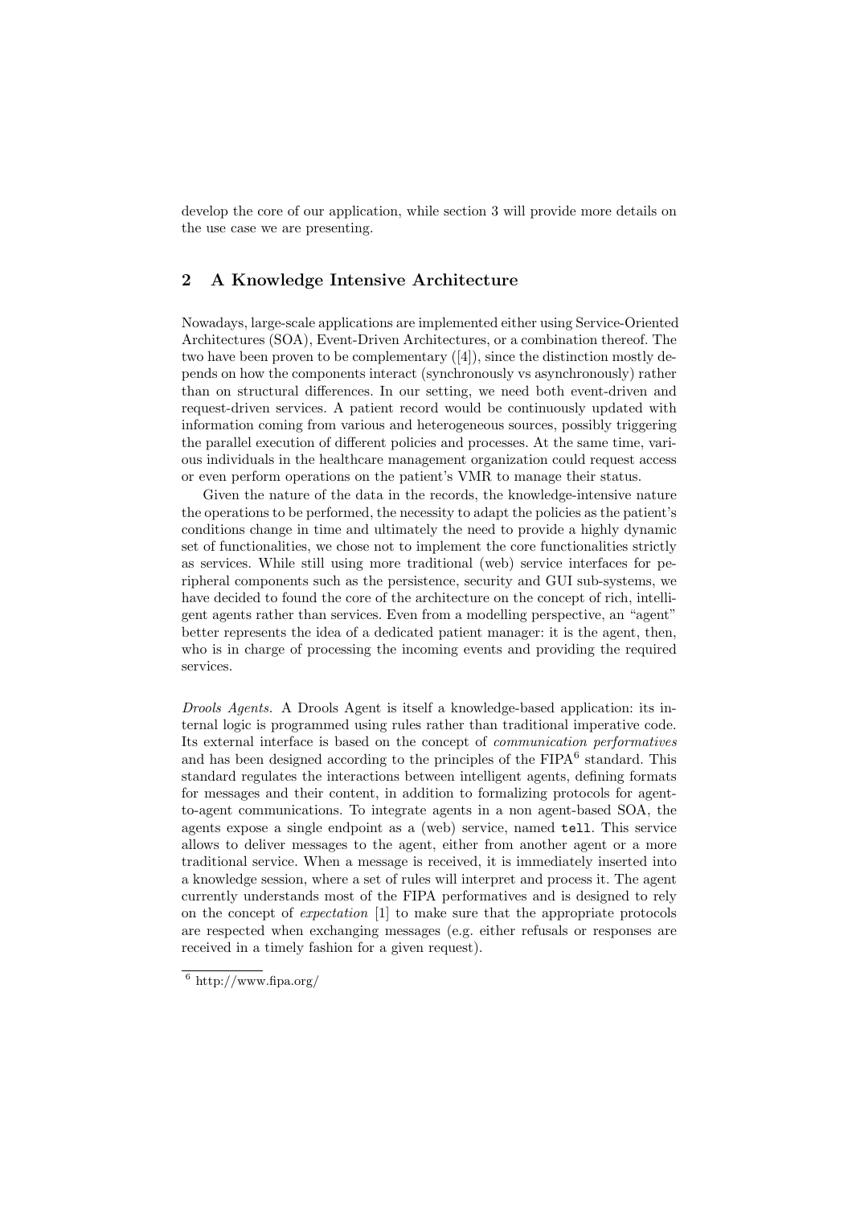develop the core of our application, while section 3 will provide more details on the use case we are presenting.

## 2 A Knowledge Intensive Architecture

Nowadays, large-scale applications are implemented either using Service-Oriented Architectures (SOA), Event-Driven Architectures, or a combination thereof. The two have been proven to be complementary ([4]), since the distinction mostly depends on how the components interact (synchronously vs asynchronously) rather than on structural differences. In our setting, we need both event-driven and request-driven services. A patient record would be continuously updated with information coming from various and heterogeneous sources, possibly triggering the parallel execution of different policies and processes. At the same time, various individuals in the healthcare management organization could request access or even perform operations on the patient's VMR to manage their status.

Given the nature of the data in the records, the knowledge-intensive nature the operations to be performed, the necessity to adapt the policies as the patient's conditions change in time and ultimately the need to provide a highly dynamic set of functionalities, we chose not to implement the core functionalities strictly as services. While still using more traditional (web) service interfaces for peripheral components such as the persistence, security and GUI sub-systems, we have decided to found the core of the architecture on the concept of rich, intelligent agents rather than services. Even from a modelling perspective, an "agent" better represents the idea of a dedicated patient manager: it is the agent, then, who is in charge of processing the incoming events and providing the required services.

*Drools Agents.* A Drools Agent is itself a knowledge-based application: its internal logic is programmed using rules rather than traditional imperative code. Its external interface is based on the concept of *communication performatives* and has been designed according to the principles of the FIPA[6] standard. This standard regulates the interactions between intelligent agents, defining formats for messages and their content, in addition to formalizing protocols for agent-to-agent communications. To integrate agents in a non agent-based SOA, the agents expose a single endpoint as a (web) service, named `tell`. This service allows to deliver messages to the agent, either from another agent or a more traditional service. When a message is received, it is immediately inserted into a knowledge session, where a set of rules will interpret and process it. The agent currently understands most of the FIPA performatives and is designed to rely on the concept of *expectation* [1] to make sure that the appropriate protocols are respected when exchanging messages (e.g. either refusals or responses are received in a timely fashion for a given request).

[6] http://www.fipa.org/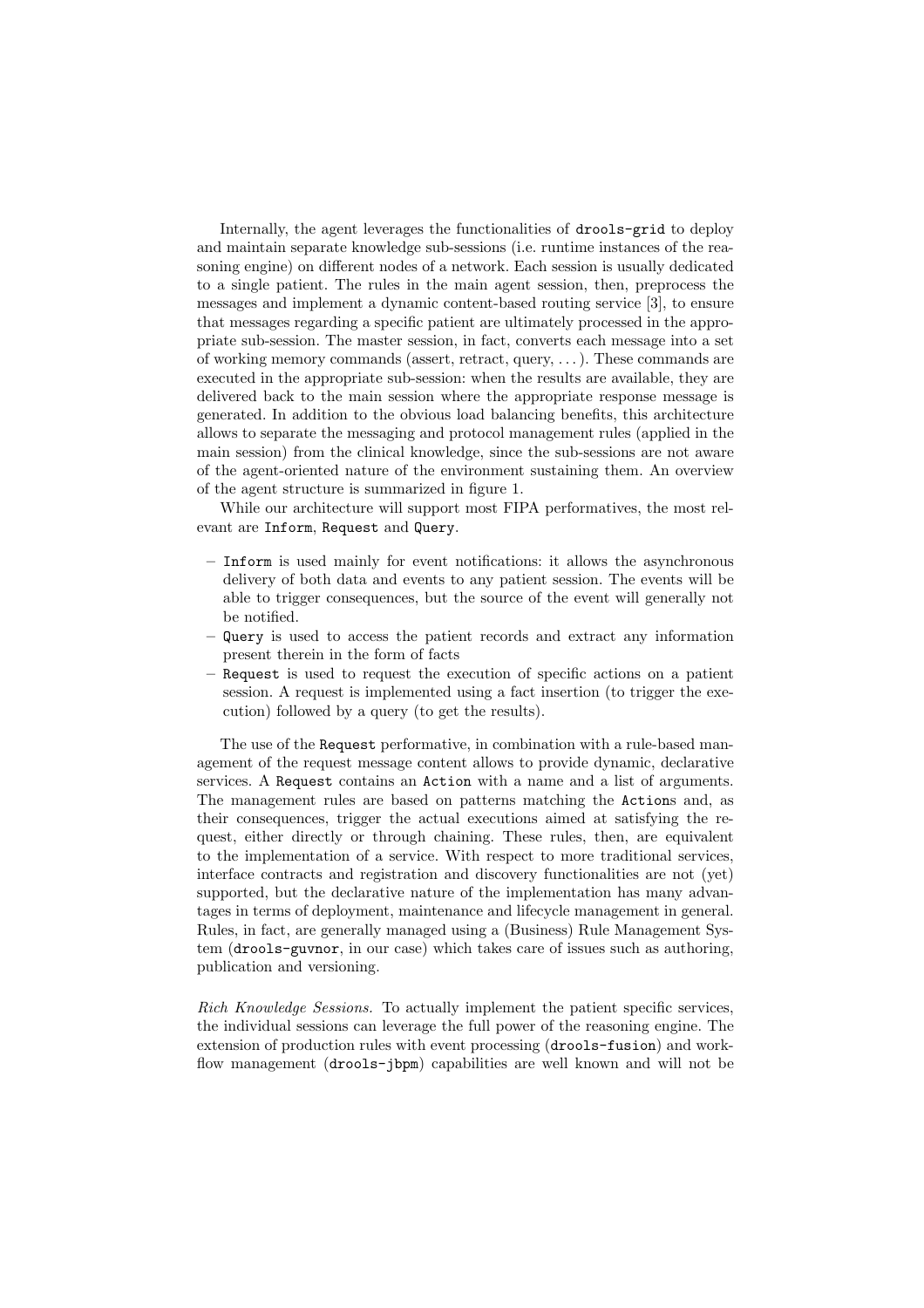Internally, the agent leverages the functionalities of `drools-grid` to deploy and maintain separate knowledge sub-sessions (i.e. runtime instances of the reasoning engine) on different nodes of a network. Each session is usually dedicated to a single patient. The rules in the main agent session, then, preprocess the messages and implement a dynamic content-based routing service [3], to ensure that messages regarding a specific patient are ultimately processed in the appropriate sub-session. The master session, in fact, converts each message into a set of working memory commands (assert, retract, query, ...). These commands are executed in the appropriate sub-session: when the results are available, they are delivered back to the main session where the appropriate response message is generated. In addition to the obvious load balancing benefits, this architecture allows to separate the messaging and protocol management rules (applied in the main session) from the clinical knowledge, since the sub-sessions are not aware of the agent-oriented nature of the environment sustaining them. An overview of the agent structure is summarized in figure 1.

While our architecture will support most FIPA performatives, the most relevant are `Inform`, `Request` and `Query`.

- `Inform` is used mainly for event notifications: it allows the asynchronous delivery of both data and events to any patient session. The events will be able to trigger consequences, but the source of the event will generally not be notified.
- `Query` is used to access the patient records and extract any information present therein in the form of facts
- `Request` is used to request the execution of specific actions on a patient session. A request is implemented using a fact insertion (to trigger the execution) followed by a query (to get the results).

The use of the `Request` performative, in combination with a rule-based management of the request message content allows to provide dynamic, declarative services. A `Request` contains an `Action` with a name and a list of arguments. The management rules are based on patterns matching the `Action`s and, as their consequences, trigger the actual executions aimed at satisfying the request, either directly or through chaining. These rules, then, are equivalent to the implementation of a service. With respect to more traditional services, interface contracts and registration and discovery functionalities are not (yet) supported, but the declarative nature of the implementation has many advantages in terms of deployment, maintenance and lifecycle management in general. Rules, in fact, are generally managed using a (Business) Rule Management System (`drools-guvnor`, in our case) which takes care of issues such as authoring, publication and versioning.

*Rich Knowledge Sessions.* To actually implement the patient specific services, the individual sessions can leverage the full power of the reasoning engine. The extension of production rules with event processing (`drools-fusion`) and workflow management (`drools-jbpm`) capabilities are well known and will not be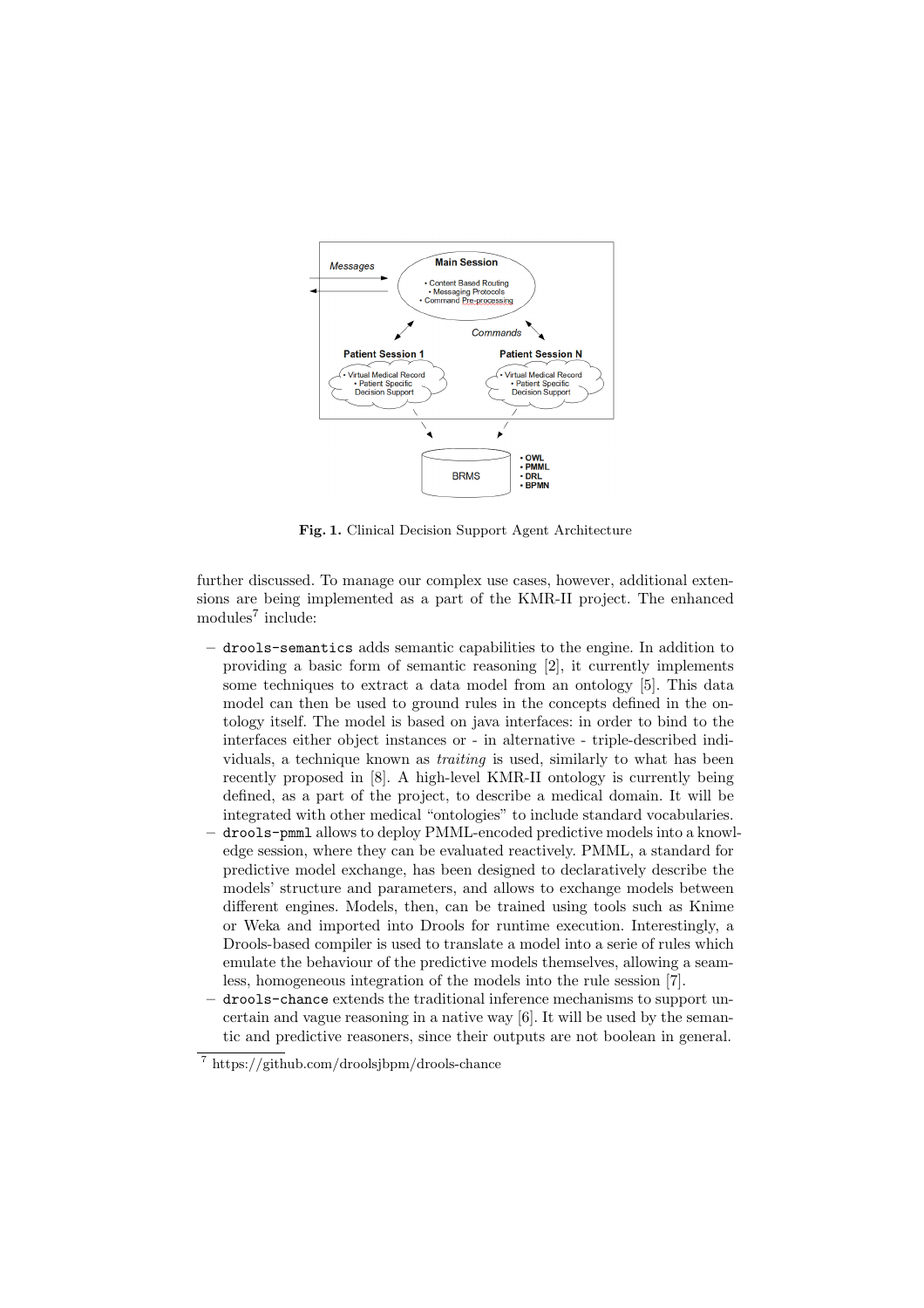Messages

Main Session

• Content Based Routing
• Messaging Protocols
• Command Pre-processing

Commands

Patient Session 1

• Virtual Medical Record
• Patient Specific Decision Support

Patient Session N

• Virtual Medical Record
• Patient Specific Decision Support

BRMS

• OWL
• PMML
• DRL
• BPMN

**Fig. 1.** Clinical Decision Support Agent Architecture

further discussed. To manage our complex use cases, however, additional extensions are being implemented as a part of the KMR-II project. The enhanced modules[7] include:

- `drools-semantics` adds semantic capabilities to the engine. In addition to providing a basic form of semantic reasoning [2], it currently implements some techniques to extract a data model from an ontology [5]. This data model can then be used to ground rules in the concepts defined in the ontology itself. The model is based on java interfaces: in order to bind to the interfaces either object instances or - in alternative - triple-described individuals, a technique known as *traiting* is used, similarly to what has been recently proposed in [8]. A high-level KMR-II ontology is currently being defined, as a part of the project, to describe a medical domain. It will be integrated with other medical "ontologies" to include standard vocabularies.
- `drools-pmml` allows to deploy PMML-encoded predictive models into a knowledge session, where they can be evaluated reactively. PMML, a standard for predictive model exchange, has been designed to declaratively describe the models' structure and parameters, and allows to exchange models between different engines. Models, then, can be trained using tools such as Knime or Weka and imported into Drools for runtime execution. Interestingly, a Drools-based compiler is used to translate a model into a serie of rules which emulate the behaviour of the predictive models themselves, allowing a seamless, homogeneous integration of the models into the rule session [7].
- `drools-chance` extends the traditional inference mechanisms to support uncertain and vague reasoning in a native way [6]. It will be used by the semantic and predictive reasoners, since their outputs are not boolean in general.

[7] https://github.com/droolsjbpm/drools-chance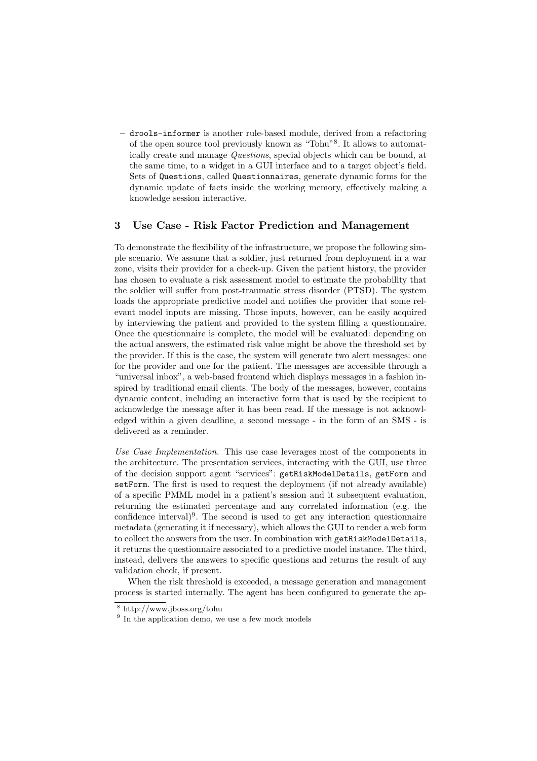– `drools-informer` is another rule-based module, derived from a refactoring of the open source tool previously known as "Tohu"[8]. It allows to automatically create and manage *Questions*, special objects which can be bound, at the same time, to a widget in a GUI interface and to a target object's field. Sets of `Questions`, called `Questionnaires`, generate dynamic forms for the dynamic update of facts inside the working memory, effectively making a knowledge session interactive.

## 3 Use Case - Risk Factor Prediction and Management

To demonstrate the flexibility of the infrastructure, we propose the following simple scenario. We assume that a soldier, just returned from deployment in a war zone, visits their provider for a check-up. Given the patient history, the provider has chosen to evaluate a risk assessment model to estimate the probability that the soldier will suffer from post-traumatic stress disorder (PTSD). The system loads the appropriate predictive model and notifies the provider that some relevant model inputs are missing. Those inputs, however, can be easily acquired by interviewing the patient and provided to the system filling a questionnaire. Once the questionnaire is complete, the model will be evaluated: depending on the actual answers, the estimated risk value might be above the threshold set by the provider. If this is the case, the system will generate two alert messages: one for the provider and one for the patient. The messages are accessible through a "universal inbox", a web-based frontend which displays messages in a fashion inspired by traditional email clients. The body of the messages, however, contains dynamic content, including an interactive form that is used by the recipient to acknowledge the message after it has been read. If the message is not acknowledged within a given deadline, a second message - in the form of an SMS - is delivered as a reminder.

*Use Case Implementation.* This use case leverages most of the components in the architecture. The presentation services, interacting with the GUI, use three of the decision support agent "services": `getRiskModelDetails`, `getForm` and `setForm`. The first is used to request the deployment (if not already available) of a specific PMML model in a patient's session and it subsequent evaluation, returning the estimated percentage and any correlated information (e.g. the confidence interval)[9]. The second is used to get any interaction questionnaire metadata (generating it if necessary), which allows the GUI to render a web form to collect the answers from the user. In combination with `getRiskModelDetails`, it returns the questionnaire associated to a predictive model instance. The third, instead, delivers the answers to specific questions and returns the result of any validation check, if present.

When the risk threshold is exceeded, a message generation and management process is started internally. The agent has been configured to generate the ap-

[8] http://www.jboss.org/tohu

[9] In the application demo, we use a few mock models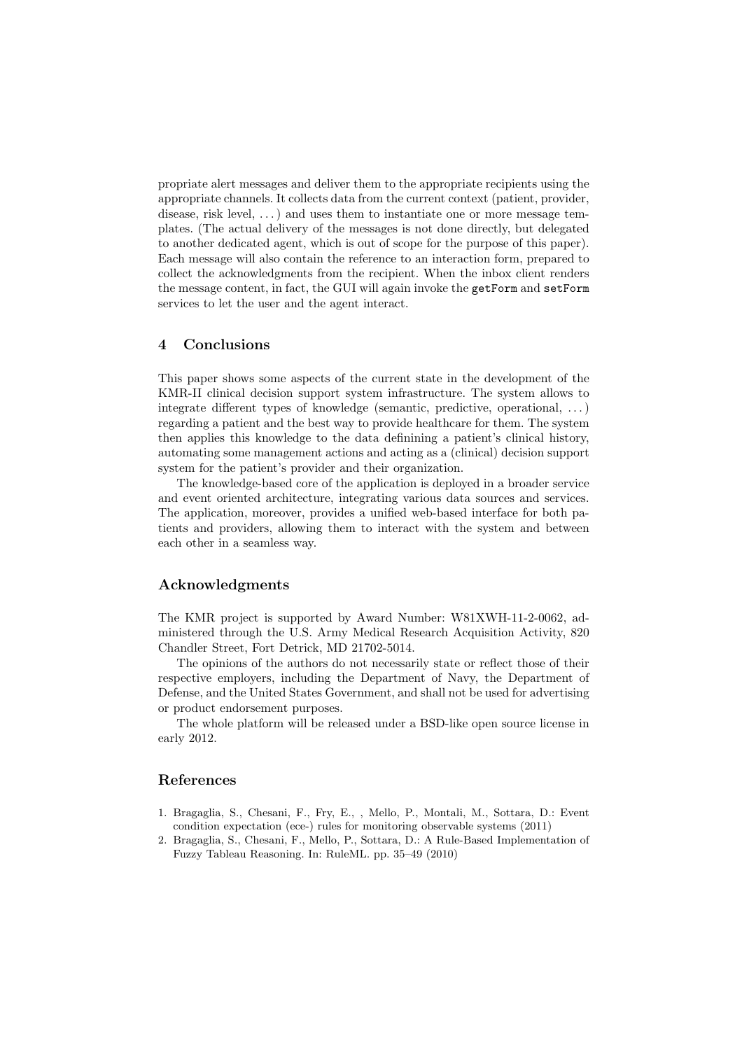propriate alert messages and deliver them to the appropriate recipients using the appropriate channels. It collects data from the current context (patient, provider, disease, risk level, . . . ) and uses them to instantiate one or more message templates. (The actual delivery of the messages is not done directly, but delegated to another dedicated agent, which is out of scope for the purpose of this paper). Each message will also contain the reference to an interaction form, prepared to collect the acknowledgments from the recipient. When the inbox client renders the message content, in fact, the GUI will again invoke the `getForm` and `setForm` services to let the user and the agent interact.

## 4 Conclusions

This paper shows some aspects of the current state in the development of the KMR-II clinical decision support system infrastructure. The system allows to integrate different types of knowledge (semantic, predictive, operational, . . . ) regarding a patient and the best way to provide healthcare for them. The system then applies this knowledge to the data definining a patient's clinical history, automating some management actions and acting as a (clinical) decision support system for the patient's provider and their organization.

The knowledge-based core of the application is deployed in a broader service and event oriented architecture, integrating various data sources and services. The application, moreover, provides a unified web-based interface for both patients and providers, allowing them to interact with the system and between each other in a seamless way.

## Acknowledgments

The KMR project is supported by Award Number: W81XWH-11-2-0062, administered through the U.S. Army Medical Research Acquisition Activity, 820 Chandler Street, Fort Detrick, MD 21702-5014.

The opinions of the authors do not necessarily state or reflect those of their respective employers, including the Department of Navy, the Department of Defense, and the United States Government, and shall not be used for advertising or product endorsement purposes.

The whole platform will be released under a BSD-like open source license in early 2012.

## References

1. Bragaglia, S., Chesani, F., Fry, E., , Mello, P., Montali, M., Sottara, D.: Event condition expectation (ece-) rules for monitoring observable systems (2011)
2. Bragaglia, S., Chesani, F., Mello, P., Sottara, D.: A Rule-Based Implementation of Fuzzy Tableau Reasoning. In: RuleML. pp. 35–49 (2010)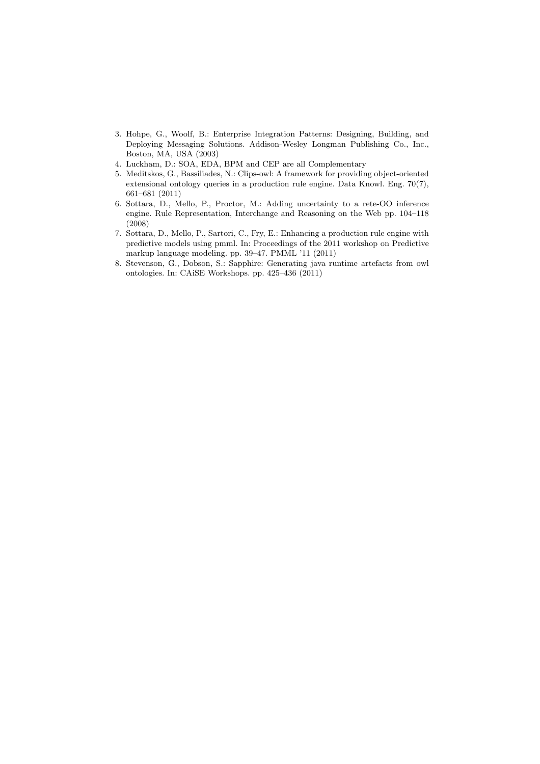3. Hohpe, G., Woolf, B.: Enterprise Integration Patterns: Designing, Building, and Deploying Messaging Solutions. Addison-Wesley Longman Publishing Co., Inc., Boston, MA, USA (2003)
4. Luckham, D.: SOA, EDA, BPM and CEP are all Complementary
5. Meditskos, G., Bassiliades, N.: Clips-owl: A framework for providing object-oriented extensional ontology queries in a production rule engine. Data Knowl. Eng. 70(7), 661–681 (2011)
6. Sottara, D., Mello, P., Proctor, M.: Adding uncertainty to a rete-OO inference engine. Rule Representation, Interchange and Reasoning on the Web pp. 104–118 (2008)
7. Sottara, D., Mello, P., Sartori, C., Fry, E.: Enhancing a production rule engine with predictive models using pmml. In: Proceedings of the 2011 workshop on Predictive markup language modeling. pp. 39–47. PMML '11 (2011)
8. Stevenson, G., Dobson, S.: Sapphire: Generating java runtime artefacts from owl ontologies. In: CAiSE Workshops. pp. 425–436 (2011)